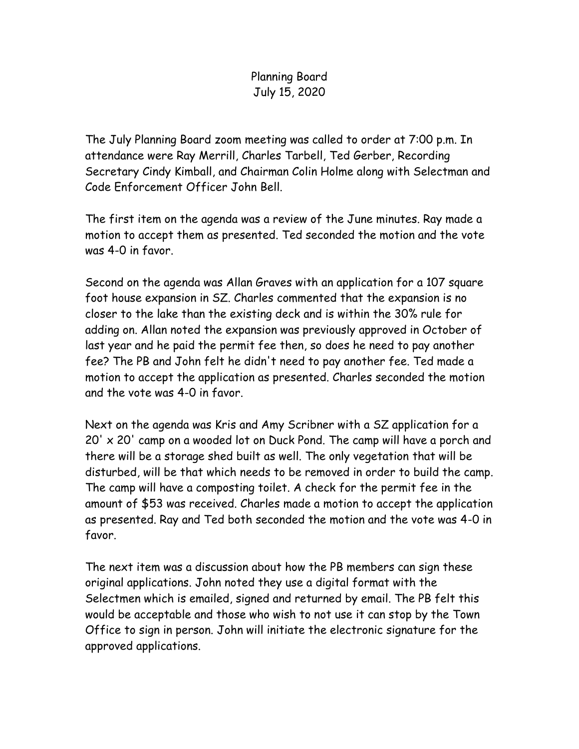# Planning Board
## July 15, 2020

The July Planning Board zoom meeting was called to order at 7:00 p.m. In attendance were Ray Merrill, Charles Tarbell, Ted Gerber, Recording Secretary Cindy Kimball, and Chairman Colin Holme along with Selectman and Code Enforcement Officer John Bell.

The first item on the agenda was a review of the June minutes. Ray made a motion to accept them as presented. Ted seconded the motion and the vote was 4-0 in favor.

Second on the agenda was Allan Graves with an application for a 107 square foot house expansion in SZ. Charles commented that the expansion is no closer to the lake than the existing deck and is within the 30% rule for adding on. Allan noted the expansion was previously approved in October of last year and he paid the permit fee then, so does he need to pay another fee? The PB and John felt he didn't need to pay another fee. Ted made a motion to accept the application as presented. Charles seconded the motion and the vote was 4-0 in favor.

Next on the agenda was Kris and Amy Scribner with a SZ application for a 20' x 20' camp on a wooded lot on Duck Pond. The camp will have a porch and there will be a storage shed built as well. The only vegetation that will be disturbed, will be that which needs to be removed in order to build the camp. The camp will have a composting toilet. A check for the permit fee in the amount of $53 was received. Charles made a motion to accept the application as presented. Ray and Ted both seconded the motion and the vote was 4-0 in favor.

The next item was a discussion about how the PB members can sign these original applications. John noted they use a digital format with the Selectmen which is emailed, signed and returned by email. The PB felt this would be acceptable and those who wish to not use it can stop by the Town Office to sign in person. John will initiate the electronic signature for the approved applications.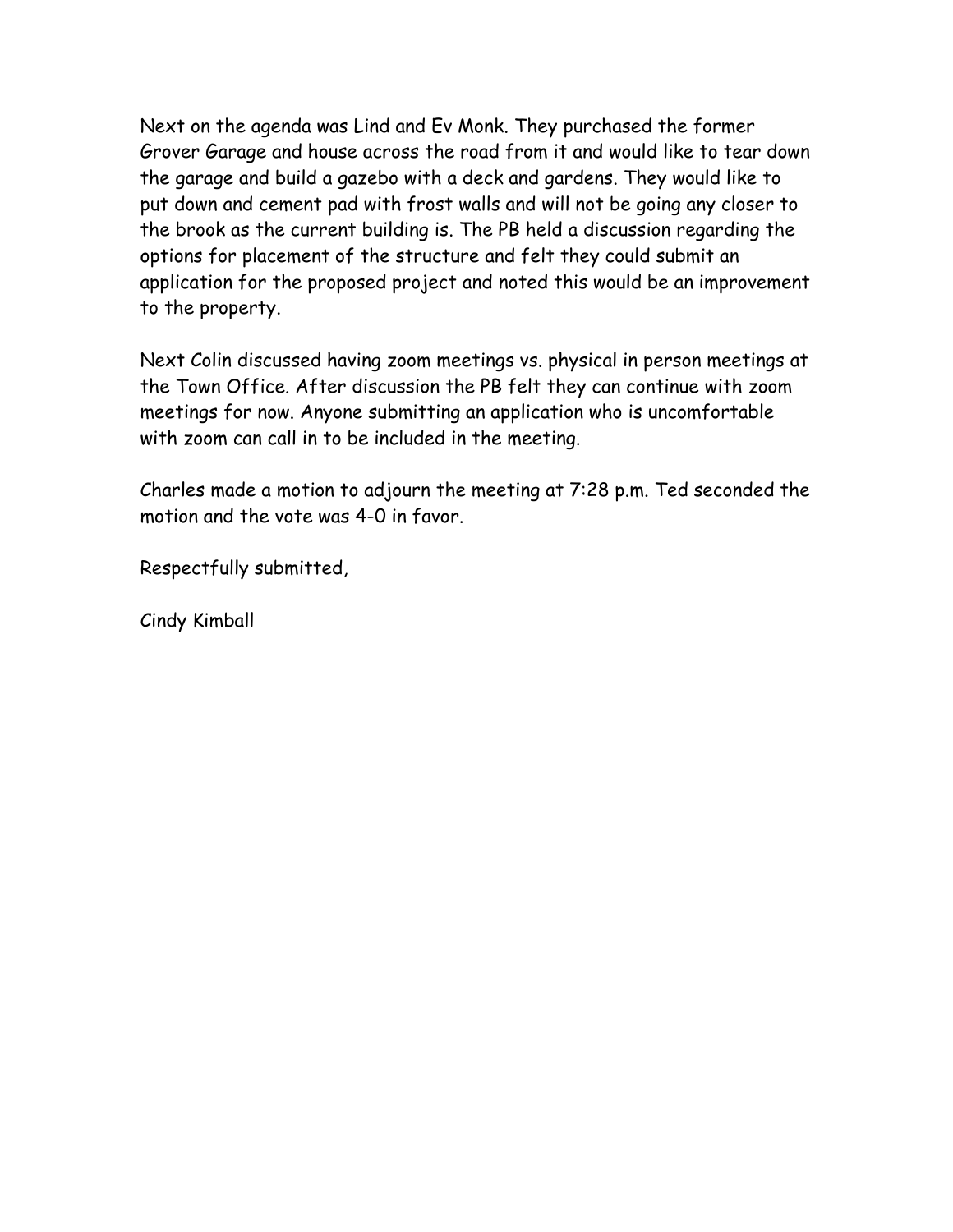Next on the agenda was Lind and Ev Monk. They purchased the former Grover Garage and house across the road from it and would like to tear down the garage and build a gazebo with a deck and gardens. They would like to put down and cement pad with frost walls and will not be going any closer to the brook as the current building is. The PB held a discussion regarding the options for placement of the structure and felt they could submit an application for the proposed project and noted this would be an improvement to the property.

Next Colin discussed having zoom meetings vs. physical in person meetings at the Town Office. After discussion the PB felt they can continue with zoom meetings for now. Anyone submitting an application who is uncomfortable with zoom can call in to be included in the meeting.

Charles made a motion to adjourn the meeting at 7:28 p.m. Ted seconded the motion and the vote was 4-0 in favor.

Respectfully submitted,

Cindy Kimball